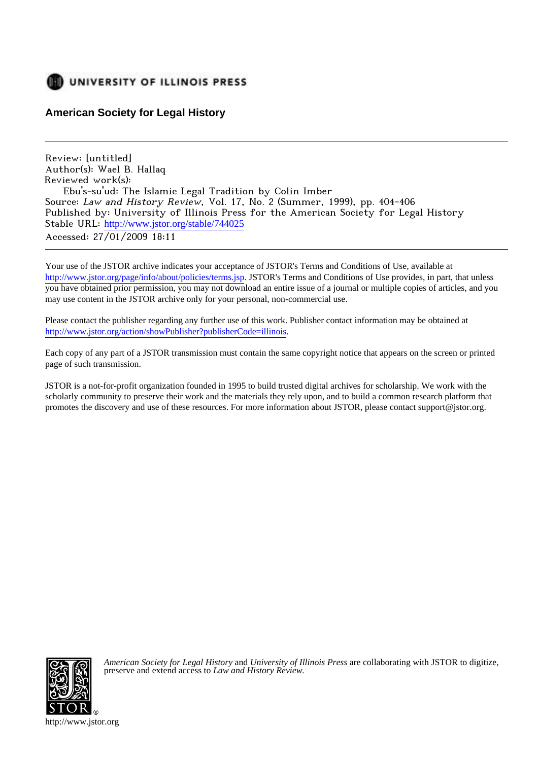UNIVERSITY OF ILLINOIS PRESS

**American Society for Legal History**

---

Review: [untitled]
Author(s): Wael B. Hallaq
Reviewed work(s):
    Ebu's-su'ud: The Islamic Legal Tradition by Colin Imber
Source: *Law and History Review*, Vol. 17, No. 2 (Summer, 1999), pp. 404-406
Published by: University of Illinois Press for the American Society for Legal History
Stable URL: http://www.jstor.org/stable/744025
Accessed: 27/01/2009 18:11

---

Your use of the JSTOR archive indicates your acceptance of JSTOR's Terms and Conditions of Use, available at http://www.jstor.org/page/info/about/policies/terms.jsp. JSTOR's Terms and Conditions of Use provides, in part, that unless you have obtained prior permission, you may not download an entire issue of a journal or multiple copies of articles, and you may use content in the JSTOR archive only for your personal, non-commercial use.

Please contact the publisher regarding any further use of this work. Publisher contact information may be obtained at http://www.jstor.org/action/showPublisher?publisherCode=illinois.

Each copy of any part of a JSTOR transmission must contain the same copyright notice that appears on the screen or printed page of such transmission.

JSTOR is a not-for-profit organization founded in 1995 to build trusted digital archives for scholarship. We work with the scholarly community to preserve their work and the materials they rely upon, and to build a common research platform that promotes the discovery and use of these resources. For more information about JSTOR, please contact support@jstor.org.

*American Society for Legal History* and *University of Illinois Press* are collaborating with JSTOR to digitize, preserve and extend access to *Law and History Review*.

http://www.jstor.org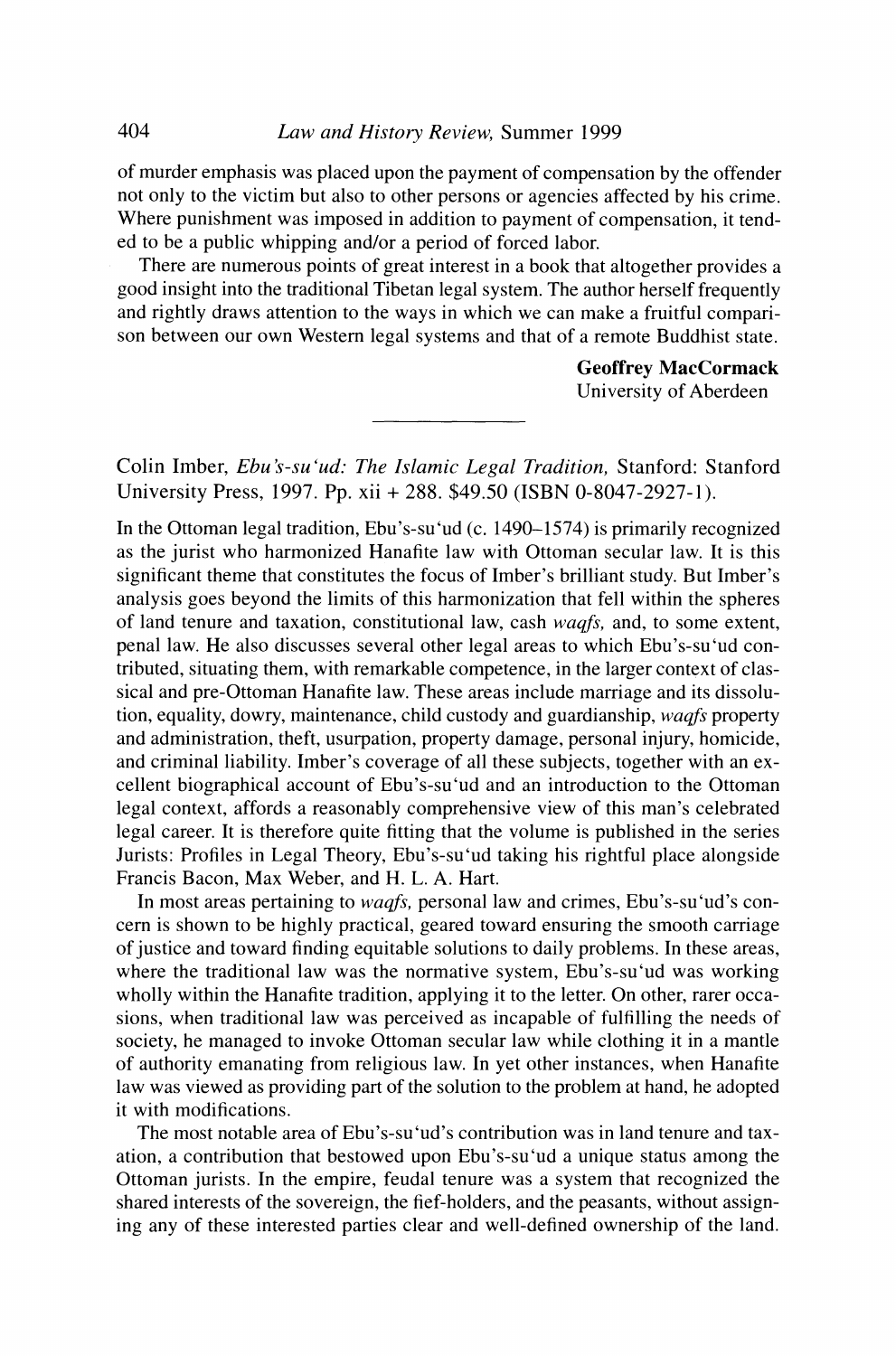of murder emphasis was placed upon the payment of compensation by the offender not only to the victim but also to other persons or agencies affected by his crime. Where punishment was imposed in addition to payment of compensation, it tended to be a public whipping and/or a period of forced labor.

There are numerous points of great interest in a book that altogether provides a good insight into the traditional Tibetan legal system. The author herself frequently and rightly draws attention to the ways in which we can make a fruitful comparison between our own Western legal systems and that of a remote Buddhist state.

**Geoffrey MacCormack**
University of Aberdeen

---

Colin Imber, *Ebu's-su'ud: The Islamic Legal Tradition,* Stanford: Stanford University Press, 1997. Pp. xii + 288. $49.50 (ISBN 0-8047-2927-1).

In the Ottoman legal tradition, Ebu's-su'ud (c. 1490–1574) is primarily recognized as the jurist who harmonized Hanafite law with Ottoman secular law. It is this significant theme that constitutes the focus of Imber's brilliant study. But Imber's analysis goes beyond the limits of this harmonization that fell within the spheres of land tenure and taxation, constitutional law, cash *waqfs,* and, to some extent, penal law. He also discusses several other legal areas to which Ebu's-su'ud contributed, situating them, with remarkable competence, in the larger context of classical and pre-Ottoman Hanafite law. These areas include marriage and its dissolution, equality, dowry, maintenance, child custody and guardianship, *waqfs* property and administration, theft, usurpation, property damage, personal injury, homicide, and criminal liability. Imber's coverage of all these subjects, together with an excellent biographical account of Ebu's-su'ud and an introduction to the Ottoman legal context, affords a reasonably comprehensive view of this man's celebrated legal career. It is therefore quite fitting that the volume is published in the series Jurists: Profiles in Legal Theory, Ebu's-su'ud taking his rightful place alongside Francis Bacon, Max Weber, and H. L. A. Hart.

In most areas pertaining to *waqfs,* personal law and crimes, Ebu's-su'ud's concern is shown to be highly practical, geared toward ensuring the smooth carriage of justice and toward finding equitable solutions to daily problems. In these areas, where the traditional law was the normative system, Ebu's-su'ud was working wholly within the Hanafite tradition, applying it to the letter. On other, rarer occasions, when traditional law was perceived as incapable of fulfilling the needs of society, he managed to invoke Ottoman secular law while clothing it in a mantle of authority emanating from religious law. In yet other instances, when Hanafite law was viewed as providing part of the solution to the problem at hand, he adopted it with modifications.

The most notable area of Ebu's-su'ud's contribution was in land tenure and taxation, a contribution that bestowed upon Ebu's-su'ud a unique status among the Ottoman jurists. In the empire, feudal tenure was a system that recognized the shared interests of the sovereign, the fief-holders, and the peasants, without assigning any of these interested parties clear and well-defined ownership of the land.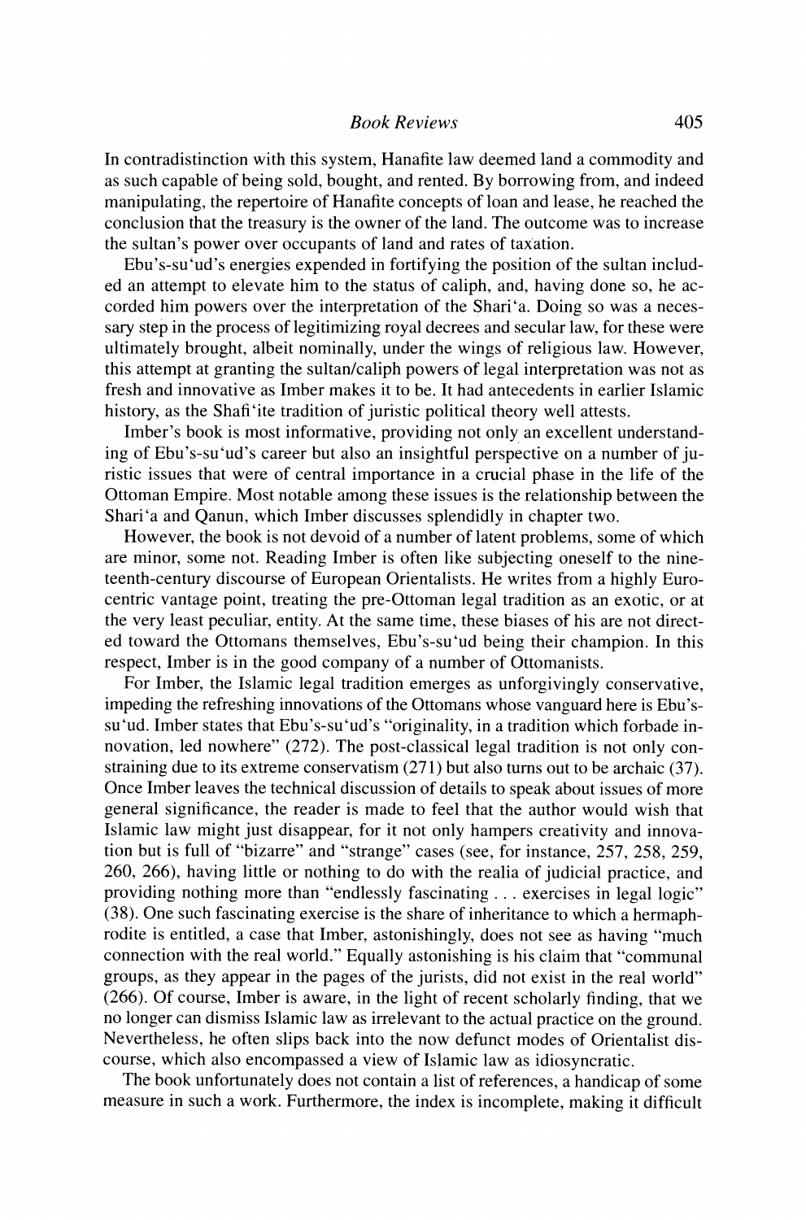In contradistinction with this system, Hanafite law deemed land a commodity and as such capable of being sold, bought, and rented. By borrowing from, and indeed manipulating, the repertoire of Hanafite concepts of loan and lease, he reached the conclusion that the treasury is the owner of the land. The outcome was to increase the sultan's power over occupants of land and rates of taxation.

Ebu's-su'ud's energies expended in fortifying the position of the sultan included an attempt to elevate him to the status of caliph, and, having done so, he accorded him powers over the interpretation of the Shari'a. Doing so was a necessary step in the process of legitimizing royal decrees and secular law, for these were ultimately brought, albeit nominally, under the wings of religious law. However, this attempt at granting the sultan/caliph powers of legal interpretation was not as fresh and innovative as Imber makes it to be. It had antecedents in earlier Islamic history, as the Shafi'ite tradition of juristic political theory well attests.

Imber's book is most informative, providing not only an excellent understanding of Ebu's-su'ud's career but also an insightful perspective on a number of juristic issues that were of central importance in a crucial phase in the life of the Ottoman Empire. Most notable among these issues is the relationship between the Shari'a and Qanun, which Imber discusses splendidly in chapter two.

However, the book is not devoid of a number of latent problems, some of which are minor, some not. Reading Imber is often like subjecting oneself to the nineteenth-century discourse of European Orientalists. He writes from a highly Eurocentric vantage point, treating the pre-Ottoman legal tradition as an exotic, or at the very least peculiar, entity. At the same time, these biases of his are not directed toward the Ottomans themselves, Ebu's-su'ud being their champion. In this respect, Imber is in the good company of a number of Ottomanists.

For Imber, the Islamic legal tradition emerges as unforgivingly conservative, impeding the refreshing innovations of the Ottomans whose vanguard here is Ebu's-su'ud. Imber states that Ebu's-su'ud's "originality, in a tradition which forbade innovation, led nowhere" (272). The post-classical legal tradition is not only constraining due to its extreme conservatism (271) but also turns out to be archaic (37). Once Imber leaves the technical discussion of details to speak about issues of more general significance, the reader is made to feel that the author would wish that Islamic law might just disappear, for it not only hampers creativity and innovation but is full of "bizarre" and "strange" cases (see, for instance, 257, 258, 259, 260, 266), having little or nothing to do with the realia of judicial practice, and providing nothing more than "endlessly fascinating . . . exercises in legal logic" (38). One such fascinating exercise is the share of inheritance to which a hermaphrodite is entitled, a case that Imber, astonishingly, does not see as having "much connection with the real world." Equally astonishing is his claim that "communal groups, as they appear in the pages of the jurists, did not exist in the real world" (266). Of course, Imber is aware, in the light of recent scholarly finding, that we no longer can dismiss Islamic law as irrelevant to the actual practice on the ground. Nevertheless, he often slips back into the now defunct modes of Orientalist discourse, which also encompassed a view of Islamic law as idiosyncratic.

The book unfortunately does not contain a list of references, a handicap of some measure in such a work. Furthermore, the index is incomplete, making it difficult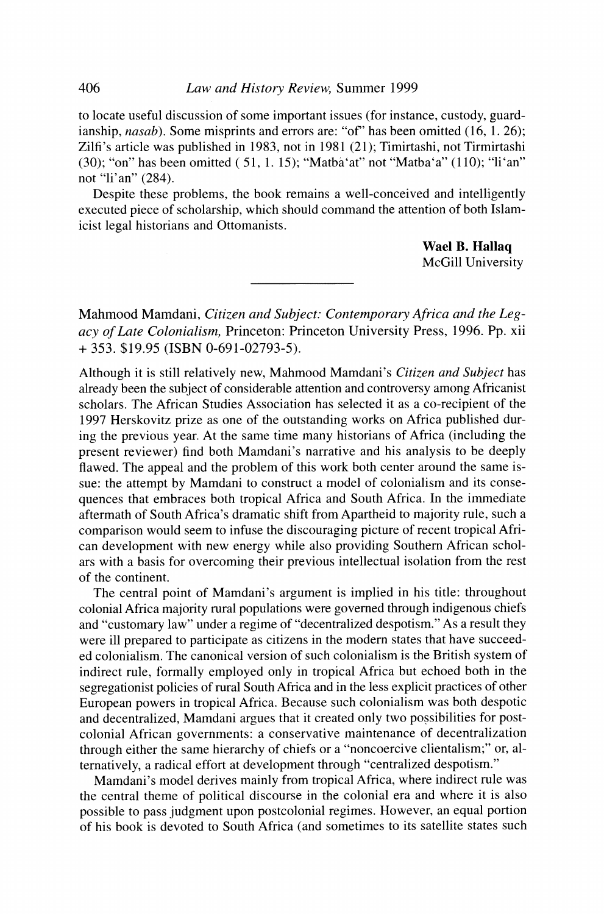to locate useful discussion of some important issues (for instance, custody, guardianship, *nasab*). Some misprints and errors are: "of" has been omitted (16, l. 26); Zilfi's article was published in 1983, not in 1981 (21); Timirtashi, not Tirmirtashi (30); "on" has been omitted ( 51, l. 15); "Matbàʻat" not "Matbaʻa" (110); "liʻan" not "li'an" (284).

Despite these problems, the book remains a well-conceived and intelligently executed piece of scholarship, which should command the attention of both Islamicist legal historians and Ottomanists.

**Wael B. Hallaq**
McGill University

---

Mahmood Mamdani, *Citizen and Subject: Contemporary Africa and the Legacy of Late Colonialism,* Princeton: Princeton University Press, 1996. Pp. xii + 353. $19.95 (ISBN 0-691-02793-5).

Although it is still relatively new, Mahmood Mamdani's *Citizen and Subject* has already been the subject of considerable attention and controversy among Africanist scholars. The African Studies Association has selected it as a co-recipient of the 1997 Herskovitz prize as one of the outstanding works on Africa published during the previous year. At the same time many historians of Africa (including the present reviewer) find both Mamdani's narrative and his analysis to be deeply flawed. The appeal and the problem of this work both center around the same issue: the attempt by Mamdani to construct a model of colonialism and its consequences that embraces both tropical Africa and South Africa. In the immediate aftermath of South Africa's dramatic shift from Apartheid to majority rule, such a comparison would seem to infuse the discouraging picture of recent tropical African development with new energy while also providing Southern African scholars with a basis for overcoming their previous intellectual isolation from the rest of the continent.

The central point of Mamdani's argument is implied in his title: throughout colonial Africa majority rural populations were governed through indigenous chiefs and "customary law" under a regime of "decentralized despotism." As a result they were ill prepared to participate as citizens in the modern states that have succeeded colonialism. The canonical version of such colonialism is the British system of indirect rule, formally employed only in tropical Africa but echoed both in the segregationist policies of rural South Africa and in the less explicit practices of other European powers in tropical Africa. Because such colonialism was both despotic and decentralized, Mamdani argues that it created only two possibilities for postcolonial African governments: a conservative maintenance of decentralization through either the same hierarchy of chiefs or a "noncoercive clientalism;" or, alternatively, a radical effort at development through "centralized despotism."

Mamdani's model derives mainly from tropical Africa, where indirect rule was the central theme of political discourse in the colonial era and where it is also possible to pass judgment upon postcolonial regimes. However, an equal portion of his book is devoted to South Africa (and sometimes to its satellite states such